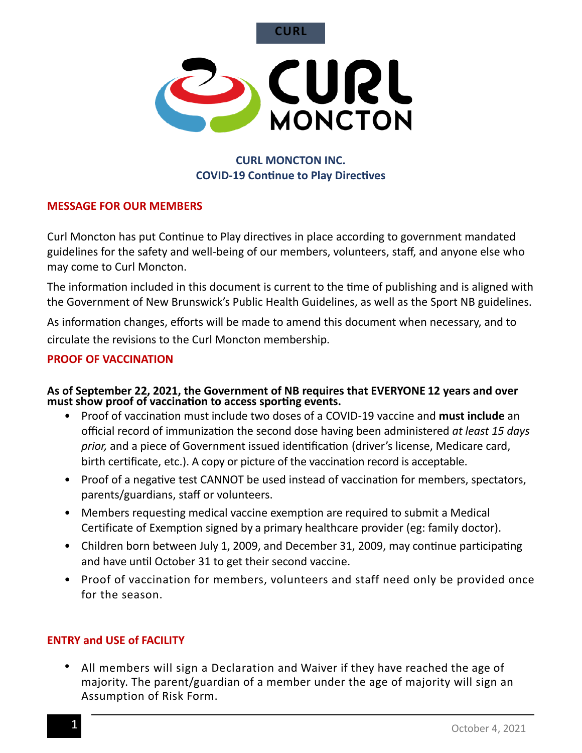CURL

CURL MONCTON

**CURL MONCTON INC.**
**COVID-19 Continue to Play Directives**

## MESSAGE FOR OUR MEMBERS

Curl Moncton has put Continue to Play directives in place according to government mandated guidelines for the safety and well-being of our members, volunteers, staff, and anyone else who may come to Curl Moncton.

The information included in this document is current to the time of publishing and is aligned with the Government of New Brunswick's Public Health Guidelines, as well as the Sport NB guidelines.

As information changes, efforts will be made to amend this document when necessary, and to circulate the revisions to the Curl Moncton membership.

## PROOF OF VACCINATION

**As of September 22, 2021, the Government of NB requires that EVERYONE 12 years and over must show proof of vaccination to access sporting events.**

- Proof of vaccination must include two doses of a COVID-19 vaccine and **must include** an official record of immunization the second dose having been administered *at least 15 days prior,* and a piece of Government issued identification (driver's license, Medicare card, birth certificate, etc.). A copy or picture of the vaccination record is acceptable.
- Proof of a negative test CANNOT be used instead of vaccination for members, spectators, parents/guardians, staff or volunteers.
- Members requesting medical vaccine exemption are required to submit a Medical Certificate of Exemption signed by a primary healthcare provider (eg: family doctor).
- Children born between July 1, 2009, and December 31, 2009, may continue participating and have until October 31 to get their second vaccine.
- Proof of vaccination for members, volunteers and staff need only be provided once for the season.

## ENTRY and USE of FACILITY

- All members will sign a Declaration and Waiver if they have reached the age of majority. The parent/guardian of a member under the age of majority will sign an Assumption of Risk Form.

October 4, 2021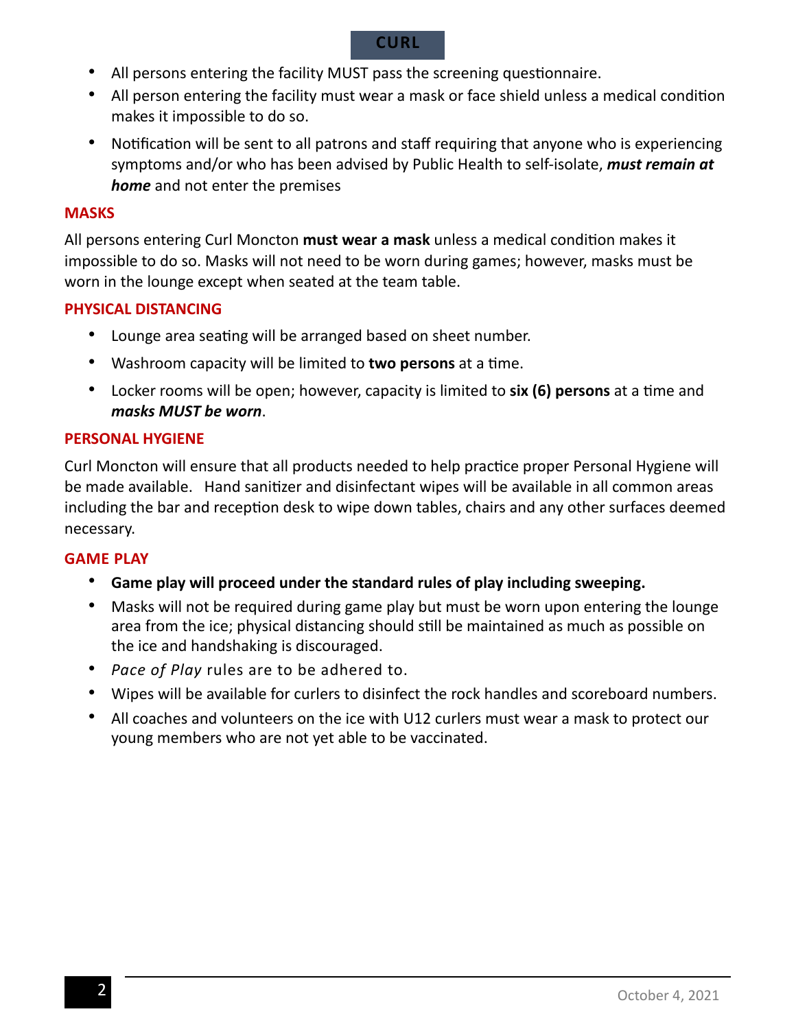- All persons entering the facility MUST pass the screening questionnaire.
- All person entering the facility must wear a mask or face shield unless a medical condition makes it impossible to do so.
- Notification will be sent to all patrons and staff requiring that anyone who is experiencing symptoms and/or who has been advised by Public Health to self-isolate, ***must remain at home*** and not enter the premises

## MASKS

All persons entering Curl Moncton **must wear a mask** unless a medical condition makes it impossible to do so. Masks will not need to be worn during games; however, masks must be worn in the lounge except when seated at the team table.

## PHYSICAL DISTANCING

- Lounge area seating will be arranged based on sheet number.
- Washroom capacity will be limited to **two persons** at a time.
- Locker rooms will be open; however, capacity is limited to **six (6) persons** at a time and ***masks MUST be worn***.

## PERSONAL HYGIENE

Curl Moncton will ensure that all products needed to help practice proper Personal Hygiene will be made available. Hand sanitizer and disinfectant wipes will be available in all common areas including the bar and reception desk to wipe down tables, chairs and any other surfaces deemed necessary.

## GAME PLAY

- **Game play will proceed under the standard rules of play including sweeping.**
- Masks will not be required during game play but must be worn upon entering the lounge area from the ice; physical distancing should still be maintained as much as possible on the ice and handshaking is discouraged.
- *Pace of Play* rules are to be adhered to.
- Wipes will be available for curlers to disinfect the rock handles and scoreboard numbers.
- All coaches and volunteers on the ice with U12 curlers must wear a mask to protect our young members who are not yet able to be vaccinated.